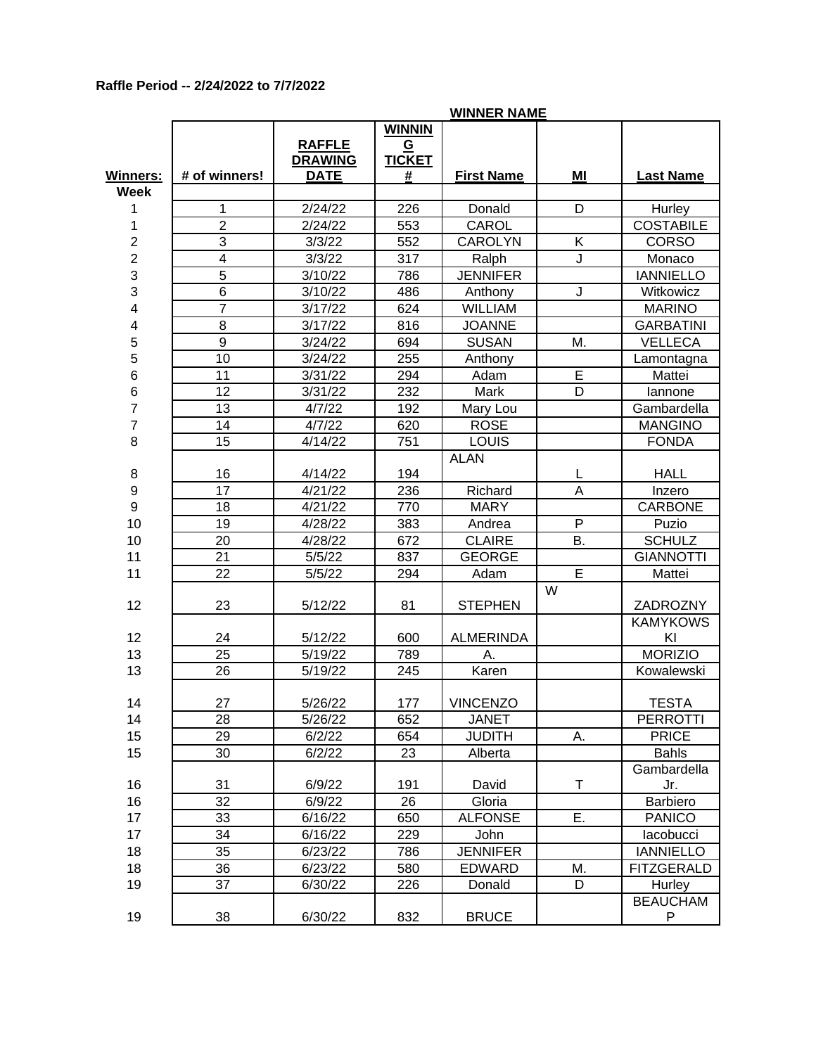**Raffle Period -- 2/24/2022 to 7/7/2022**

| Winners: | # of winners! | RAFFLE DRAWING DATE | WINNING TICKET # | WINNER NAME First Name | MI | Last Name |
|---|---|---|---|---|---|---|
| Week | | | | | | |
| 1 | 1 | 2/24/22 | 226 | Donald | D | Hurley |
| 1 | 2 | 2/24/22 | 553 | CAROL | | COSTABILE |
| 2 | 3 | 3/3/22 | 552 | CAROLYN | K | CORSO |
| 2 | 4 | 3/3/22 | 317 | Ralph | J | Monaco |
| 3 | 5 | 3/10/22 | 786 | JENNIFER | | IANNIELLO |
| 3 | 6 | 3/10/22 | 486 | Anthony | J | Witkowicz |
| 4 | 7 | 3/17/22 | 624 | WILLIAM | | MARINO |
| 4 | 8 | 3/17/22 | 816 | JOANNE | | GARBATINI |
| 5 | 9 | 3/24/22 | 694 | SUSAN | M. | VELLECA |
| 5 | 10 | 3/24/22 | 255 | Anthony | | Lamontagna |
| 6 | 11 | 3/31/22 | 294 | Adam | E | Mattei |
| 6 | 12 | 3/31/22 | 232 | Mark | D | Iannone |
| 7 | 13 | 4/7/22 | 192 | Mary Lou | | Gambardella |
| 7 | 14 | 4/7/22 | 620 | ROSE | | MANGINO |
| 8 | 15 | 4/14/22 | 751 | LOUIS | | FONDA |
| 8 | 16 | 4/14/22 | 194 | ALAN | L | HALL |
| 9 | 17 | 4/21/22 | 236 | Richard | A | Inzero |
| 9 | 18 | 4/21/22 | 770 | MARY | | CARBONE |
| 10 | 19 | 4/28/22 | 383 | Andrea | P | Puzio |
| 10 | 20 | 4/28/22 | 672 | CLAIRE | B. | SCHULZ |
| 11 | 21 | 5/5/22 | 837 | GEORGE | | GIANNOTTI |
| 11 | 22 | 5/5/22 | 294 | Adam | E | Mattei |
| 12 | 23 | 5/12/22 | 81 | STEPHEN | W | ZADROZNY |
| 12 | 24 | 5/12/22 | 600 | ALMERINDA | | KAMYKOWSKI |
| 13 | 25 | 5/19/22 | 789 | A. | | MORIZIO |
| 13 | 26 | 5/19/22 | 245 | Karen | | Kowalewski |
| 14 | 27 | 5/26/22 | 177 | VINCENZO | | TESTA |
| 14 | 28 | 5/26/22 | 652 | JANET | | PERROTTI |
| 15 | 29 | 6/2/22 | 654 | JUDITH | A. | PRICE |
| 15 | 30 | 6/2/22 | 23 | Alberta | | Bahls |
| 16 | 31 | 6/9/22 | 191 | David | T | Gambardella Jr. |
| 16 | 32 | 6/9/22 | 26 | Gloria | | Barbiero |
| 17 | 33 | 6/16/22 | 650 | ALFONSE | E. | PANICO |
| 17 | 34 | 6/16/22 | 229 | John | | Iacobucci |
| 18 | 35 | 6/23/22 | 786 | JENNIFER | | IANNIELLO |
| 18 | 36 | 6/23/22 | 580 | EDWARD | M. | FITZGERALD |
| 19 | 37 | 6/30/22 | 226 | Donald | D | Hurley |
| 19 | 38 | 6/30/22 | 832 | BRUCE | | BEAUCHAMP |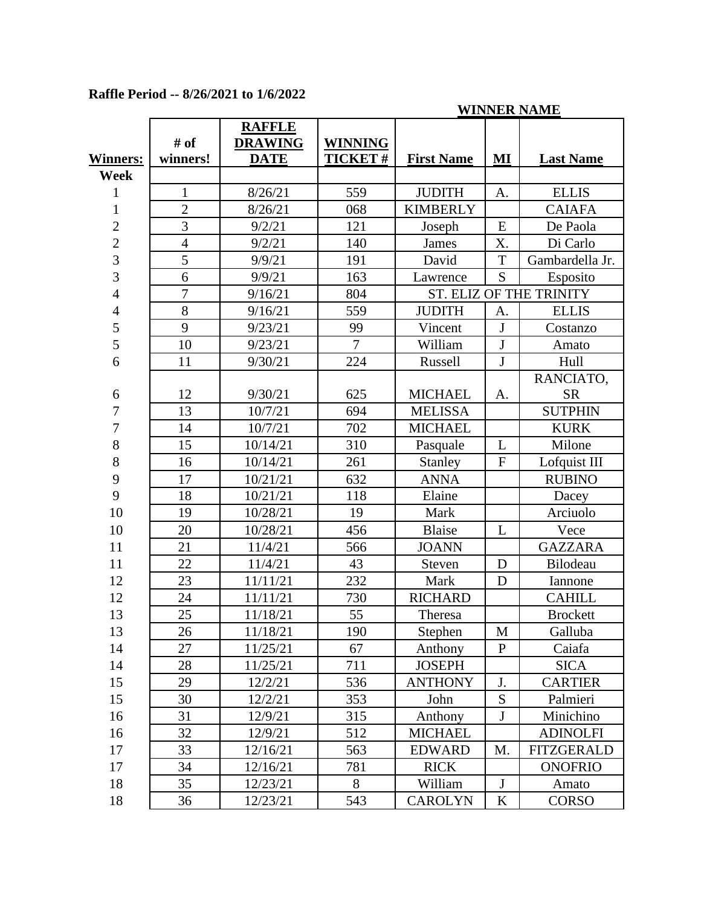**Raffle Period -- 8/26/2021 to 1/6/2022**

| | | | | WINNER NAME | | |
|---|---|---|---|---|---|---|
| **Winners:** | **# of winners!** | **RAFFLE DRAWING DATE** | **WINNING TICKET #** | **First Name** | **MI** | **Last Name** |
| **Week** | | | | | | |
| 1 | 1 | 8/26/21 | 559 | JUDITH | A. | ELLIS |
| 1 | 2 | 8/26/21 | 068 | KIMBERLY | | CAIAFA |
| 2 | 3 | 9/2/21 | 121 | Joseph | E | De Paola |
| 2 | 4 | 9/2/21 | 140 | James | X. | Di Carlo |
| 3 | 5 | 9/9/21 | 191 | David | T | Gambardella Jr. |
| 3 | 6 | 9/9/21 | 163 | Lawrence | S | Esposito |
| 4 | 7 | 9/16/21 | 804 | ST. ELIZ OF THE TRINITY | | |
| 4 | 8 | 9/16/21 | 559 | JUDITH | A. | ELLIS |
| 5 | 9 | 9/23/21 | 99 | Vincent | J | Costanzo |
| 5 | 10 | 9/23/21 | 7 | William | J | Amato |
| 6 | 11 | 9/30/21 | 224 | Russell | J | Hull |
| 6 | 12 | 9/30/21 | 625 | MICHAEL | A. | RANCIATO, SR |
| 7 | 13 | 10/7/21 | 694 | MELISSA | | SUTPHIN |
| 7 | 14 | 10/7/21 | 702 | MICHAEL | | KURK |
| 8 | 15 | 10/14/21 | 310 | Pasquale | L | Milone |
| 8 | 16 | 10/14/21 | 261 | Stanley | F | Lofquist III |
| 9 | 17 | 10/21/21 | 632 | ANNA | | RUBINO |
| 9 | 18 | 10/21/21 | 118 | Elaine | | Dacey |
| 10 | 19 | 10/28/21 | 19 | Mark | | Arciuolo |
| 10 | 20 | 10/28/21 | 456 | Blaise | L | Vece |
| 11 | 21 | 11/4/21 | 566 | JOANN | | GAZZARA |
| 11 | 22 | 11/4/21 | 43 | Steven | D | Bilodeau |
| 12 | 23 | 11/11/21 | 232 | Mark | D | Iannone |
| 12 | 24 | 11/11/21 | 730 | RICHARD | | CAHILL |
| 13 | 25 | 11/18/21 | 55 | Theresa | | Brockett |
| 13 | 26 | 11/18/21 | 190 | Stephen | M | Galluba |
| 14 | 27 | 11/25/21 | 67 | Anthony | P | Caiafa |
| 14 | 28 | 11/25/21 | 711 | JOSEPH | | SICA |
| 15 | 29 | 12/2/21 | 536 | ANTHONY | J. | CARTIER |
| 15 | 30 | 12/2/21 | 353 | John | S | Palmieri |
| 16 | 31 | 12/9/21 | 315 | Anthony | J | Minichino |
| 16 | 32 | 12/9/21 | 512 | MICHAEL | | ADINOLFI |
| 17 | 33 | 12/16/21 | 563 | EDWARD | M. | FITZGERALD |
| 17 | 34 | 12/16/21 | 781 | RICK | | ONOFRIO |
| 18 | 35 | 12/23/21 | 8 | William | J | Amato |
| 18 | 36 | 12/23/21 | 543 | CAROLYN | K | CORSO |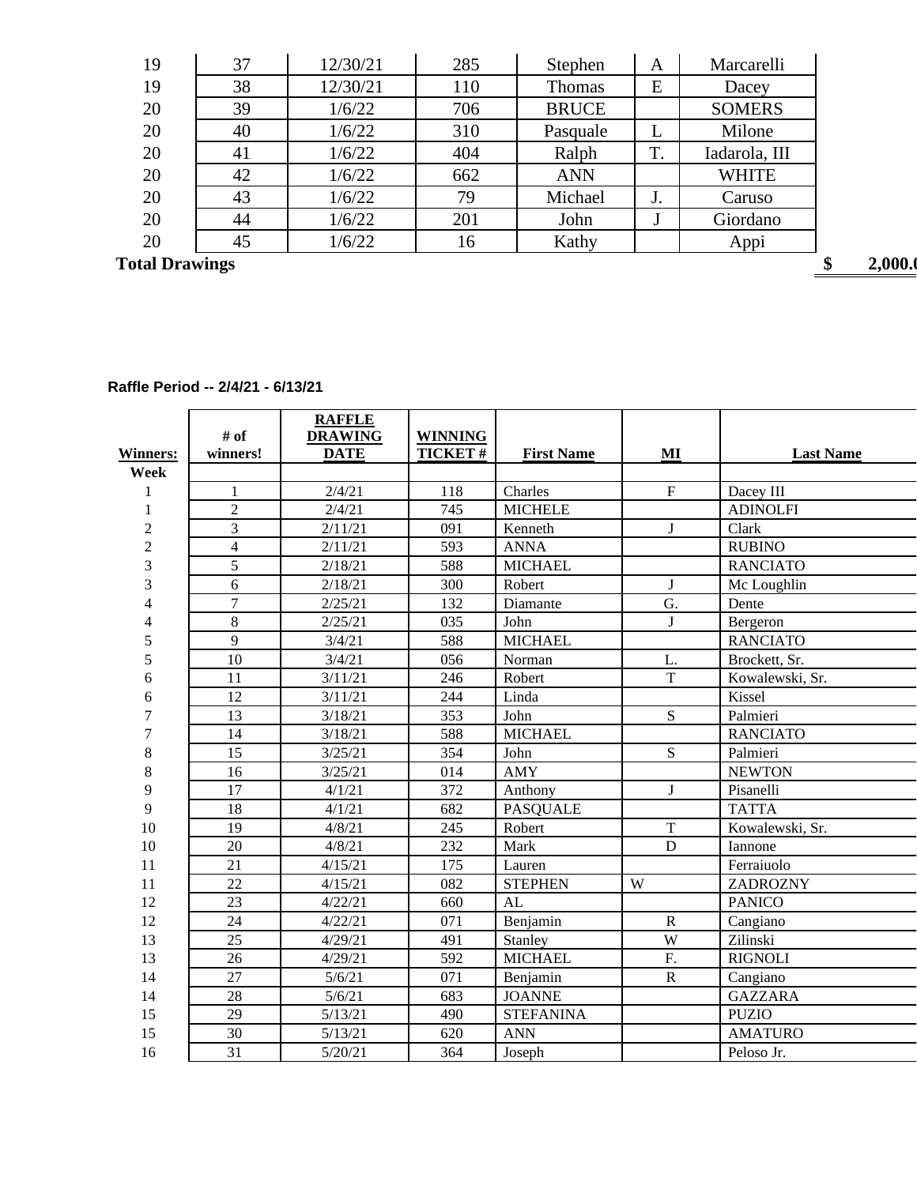| | | | | | | |
|---|---|---|---|---|---|---|
| 19 | 37 | 12/30/21 | 285 | Stephen | A | Marcarelli |
| 19 | 38 | 12/30/21 | 110 | Thomas | E | Dacey |
| 20 | 39 | 1/6/22 | 706 | BRUCE | | SOMERS |
| 20 | 40 | 1/6/22 | 310 | Pasquale | L | Milone |
| 20 | 41 | 1/6/22 | 404 | Ralph | T. | Iadarola, III |
| 20 | 42 | 1/6/22 | 662 | ANN | | WHITE |
| 20 | 43 | 1/6/22 | 79 | Michael | J. | Caruso |
| 20 | 44 | 1/6/22 | 201 | John | J | Giordano |
| 20 | 45 | 1/6/22 | 16 | Kathy | | Appi |

**Total Drawings** **$ 2,000.0**

**Raffle Period -- 2/4/21 - 6/13/21**

| Winners: | # of winners! | RAFFLE DRAWING DATE | WINNING TICKET # | First Name | MI | Last Name |
|---|---|---|---|---|---|---|
| Week | | | | | | |
| 1 | 1 | 2/4/21 | 118 | Charles | F | Dacey III |
| 1 | 2 | 2/4/21 | 745 | MICHELE | | ADINOLFI |
| 2 | 3 | 2/11/21 | 091 | Kenneth | J | Clark |
| 2 | 4 | 2/11/21 | 593 | ANNA | | RUBINO |
| 3 | 5 | 2/18/21 | 588 | MICHAEL | | RANCIATO |
| 3 | 6 | 2/18/21 | 300 | Robert | J | Mc Loughlin |
| 4 | 7 | 2/25/21 | 132 | Diamante | G. | Dente |
| 4 | 8 | 2/25/21 | 035 | John | J | Bergeron |
| 5 | 9 | 3/4/21 | 588 | MICHAEL | | RANCIATO |
| 5 | 10 | 3/4/21 | 056 | Norman | L. | Brockett, Sr. |
| 6 | 11 | 3/11/21 | 246 | Robert | T | Kowalewski, Sr. |
| 6 | 12 | 3/11/21 | 244 | Linda | | Kissel |
| 7 | 13 | 3/18/21 | 353 | John | S | Palmieri |
| 7 | 14 | 3/18/21 | 588 | MICHAEL | | RANCIATO |
| 8 | 15 | 3/25/21 | 354 | John | S | Palmieri |
| 8 | 16 | 3/25/21 | 014 | AMY | | NEWTON |
| 9 | 17 | 4/1/21 | 372 | Anthony | J | Pisanelli |
| 9 | 18 | 4/1/21 | 682 | PASQUALE | | TATTA |
| 10 | 19 | 4/8/21 | 245 | Robert | T | Kowalewski, Sr. |
| 10 | 20 | 4/8/21 | 232 | Mark | D | Iannone |
| 11 | 21 | 4/15/21 | 175 | Lauren | | Ferraiuolo |
| 11 | 22 | 4/15/21 | 082 | STEPHEN | W | ZADROZNY |
| 12 | 23 | 4/22/21 | 660 | AL | | PANICO |
| 12 | 24 | 4/22/21 | 071 | Benjamin | R | Cangiano |
| 13 | 25 | 4/29/21 | 491 | Stanley | W | Zilinski |
| 13 | 26 | 4/29/21 | 592 | MICHAEL | F. | RIGNOLI |
| 14 | 27 | 5/6/21 | 071 | Benjamin | R | Cangiano |
| 14 | 28 | 5/6/21 | 683 | JOANNE | | GAZZARA |
| 15 | 29 | 5/13/21 | 490 | STEFANINA | | PUZIO |
| 15 | 30 | 5/13/21 | 620 | ANN | | AMATURO |
| 16 | 31 | 5/20/21 | 364 | Joseph | | Peloso Jr. |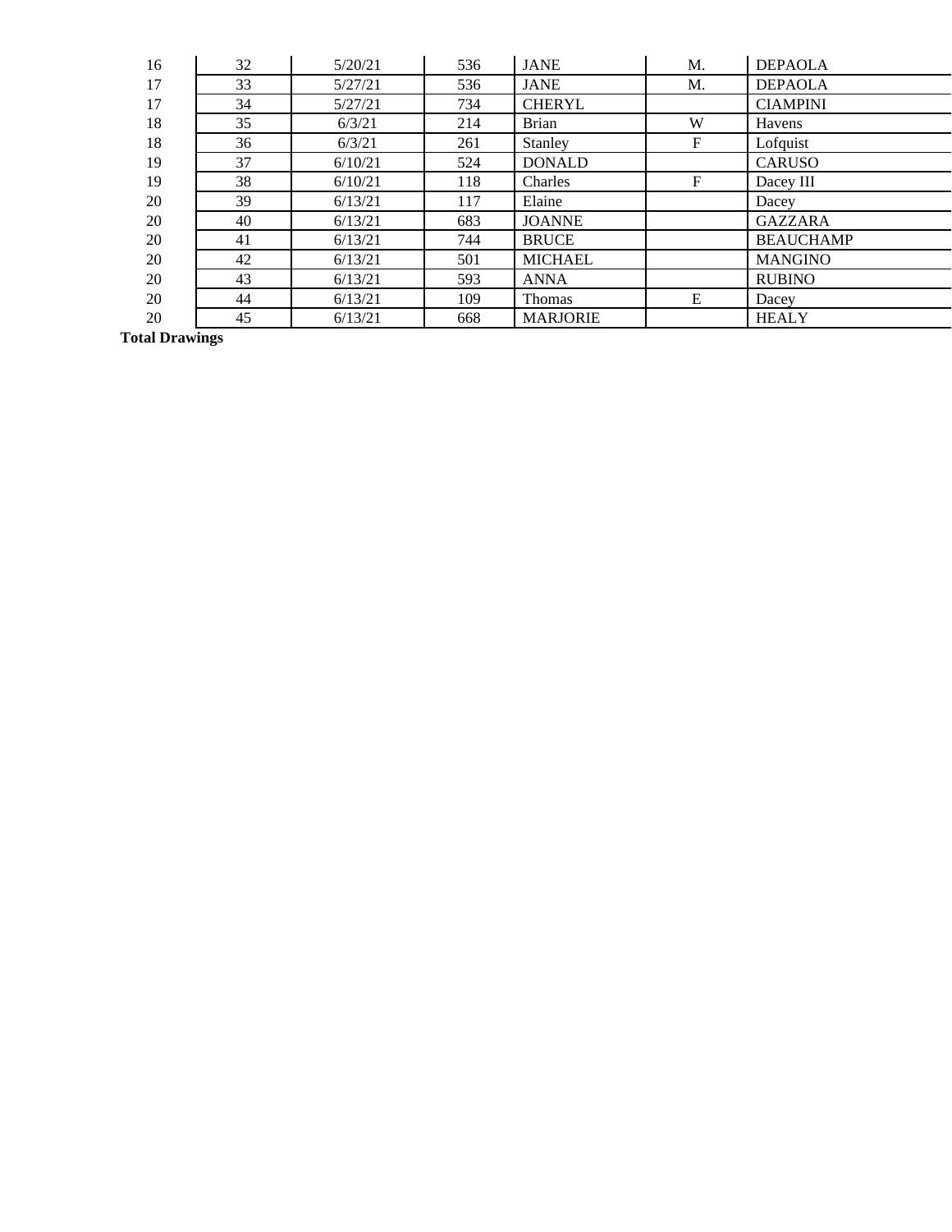| | | | | | | |
|---|---|---|---|---|---|---|
| 16 | 32 | 5/20/21 | 536 | JANE | M. | DEPAOLA |
| 17 | 33 | 5/27/21 | 536 | JANE | M. | DEPAOLA |
| 17 | 34 | 5/27/21 | 734 | CHERYL | | CIAMPINI |
| 18 | 35 | 6/3/21 | 214 | Brian | W | Havens |
| 18 | 36 | 6/3/21 | 261 | Stanley | F | Lofquist |
| 19 | 37 | 6/10/21 | 524 | DONALD | | CARUSO |
| 19 | 38 | 6/10/21 | 118 | Charles | F | Dacey III |
| 20 | 39 | 6/13/21 | 117 | Elaine | | Dacey |
| 20 | 40 | 6/13/21 | 683 | JOANNE | | GAZZARA |
| 20 | 41 | 6/13/21 | 744 | BRUCE | | BEAUCHAMP |
| 20 | 42 | 6/13/21 | 501 | MICHAEL | | MANGINO |
| 20 | 43 | 6/13/21 | 593 | ANNA | | RUBINO |
| 20 | 44 | 6/13/21 | 109 | Thomas | E | Dacey |
| 20 | 45 | 6/13/21 | 668 | MARJORIE | | HEALY |

**Total Drawings**